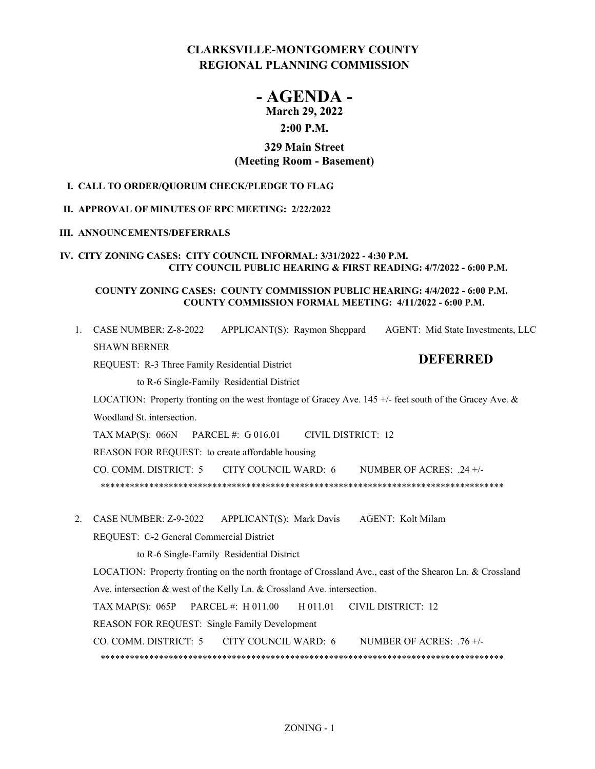# CLARKSVILLE-MONTGOMERY COUNTY REGIONAL PLANNING COMMISSION

# - AGENDA -

**March 29, 2022**

**2:00 P.M.**

**329 Main Street**
**(Meeting Room - Basement)**

**I. CALL TO ORDER/QUORUM CHECK/PLEDGE TO FLAG**

**II. APPROVAL OF MINUTES OF RPC MEETING: 2/22/2022**

**III. ANNOUNCEMENTS/DEFERRALS**

**IV. CITY ZONING CASES: CITY COUNCIL INFORMAL: 3/31/2022 - 4:30 P.M.**
**CITY COUNCIL PUBLIC HEARING & FIRST READING: 4/7/2022 - 6:00 P.M.**

**COUNTY ZONING CASES: COUNTY COMMISSION PUBLIC HEARING: 4/4/2022 - 6:00 P.M.**
**COUNTY COMMISSION FORMAL MEETING: 4/11/2022 - 6:00 P.M.**

1. CASE NUMBER: Z-8-2022 APPLICANT(S): Raymon Sheppard AGENT: Mid State Investments, LLC SHAWN BERNER

   **DEFERRED**

   REQUEST: R-3 Three Family Residential District
   to R-6 Single-Family Residential District

   LOCATION: Property fronting on the west frontage of Gracey Ave. 145 +/- feet south of the Gracey Ave. & Woodland St. intersection.

   TAX MAP(S): 066N PARCEL #: G 016.01 CIVIL DISTRICT: 12

   REASON FOR REQUEST: to create affordable housing

   CO. COMM. DISTRICT: 5 CITY COUNCIL WARD: 6 NUMBER OF ACRES: .24 +/-

   ************************************************************************************

2. CASE NUMBER: Z-9-2022 APPLICANT(S): Mark Davis AGENT: Kolt Milam

   REQUEST: C-2 General Commercial District
   to R-6 Single-Family Residential District

   LOCATION: Property fronting on the north frontage of Crossland Ave., east of the Shearon Ln. & Crossland Ave. intersection & west of the Kelly Ln. & Crossland Ave. intersection.

   TAX MAP(S): 065P PARCEL #: H 011.00 H 011.01 CIVIL DISTRICT: 12

   REASON FOR REQUEST: Single Family Development

   CO. COMM. DISTRICT: 5 CITY COUNCIL WARD: 6 NUMBER OF ACRES: .76 +/-

   ************************************************************************************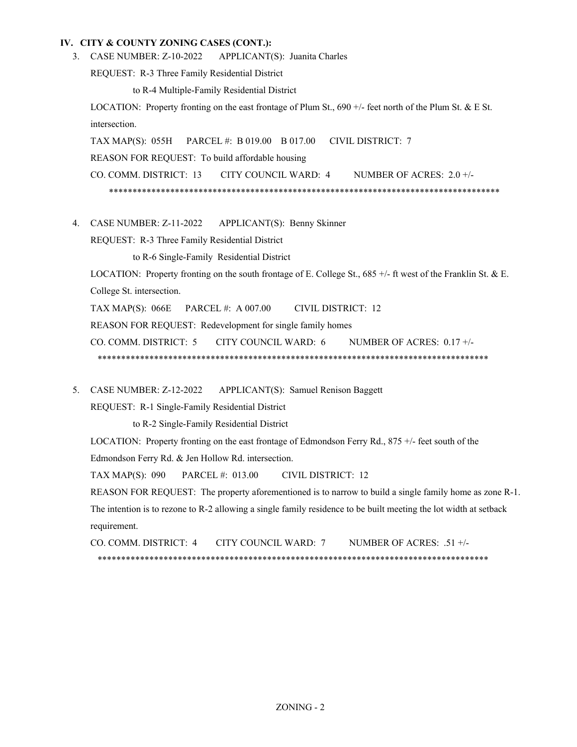## IV. CITY & COUNTY ZONING CASES (CONT.):

3. CASE NUMBER: Z-10-2022 APPLICANT(S): Juanita Charles

   REQUEST: R-3 Three Family Residential District

   to R-4 Multiple-Family Residential District

   LOCATION: Property fronting on the east frontage of Plum St., 690 +/- feet north of the Plum St. & E St. intersection.

   TAX MAP(S): 055H PARCEL #: B 019.00 B 017.00 CIVIL DISTRICT: 7

   REASON FOR REQUEST: To build affordable housing

   CO. COMM. DISTRICT: 13 CITY COUNCIL WARD: 4 NUMBER OF ACRES: 2.0 +/-

   ************************************************************************************

4. CASE NUMBER: Z-11-2022 APPLICANT(S): Benny Skinner

   REQUEST: R-3 Three Family Residential District

   to R-6 Single-Family Residential District

   LOCATION: Property fronting on the south frontage of E. College St., 685 +/- ft west of the Franklin St. & E. College St. intersection.

   TAX MAP(S): 066E PARCEL #: A 007.00 CIVIL DISTRICT: 12

   REASON FOR REQUEST: Redevelopment for single family homes

   CO. COMM. DISTRICT: 5 CITY COUNCIL WARD: 6 NUMBER OF ACRES: 0.17 +/-

   ************************************************************************************

5. CASE NUMBER: Z-12-2022 APPLICANT(S): Samuel Renison Baggett

   REQUEST: R-1 Single-Family Residential District

   to R-2 Single-Family Residential District

   LOCATION: Property fronting on the east frontage of Edmondson Ferry Rd., 875 +/- feet south of the Edmondson Ferry Rd. & Jen Hollow Rd. intersection.

   TAX MAP(S): 090 PARCEL #: 013.00 CIVIL DISTRICT: 12

   REASON FOR REQUEST: The property aforementioned is to narrow to build a single family home as zone R-1. The intention is to rezone to R-2 allowing a single family residence to be built meeting the lot width at setback requirement.

   CO. COMM. DISTRICT: 4 CITY COUNCIL WARD: 7 NUMBER OF ACRES: .51 +/-

   ************************************************************************************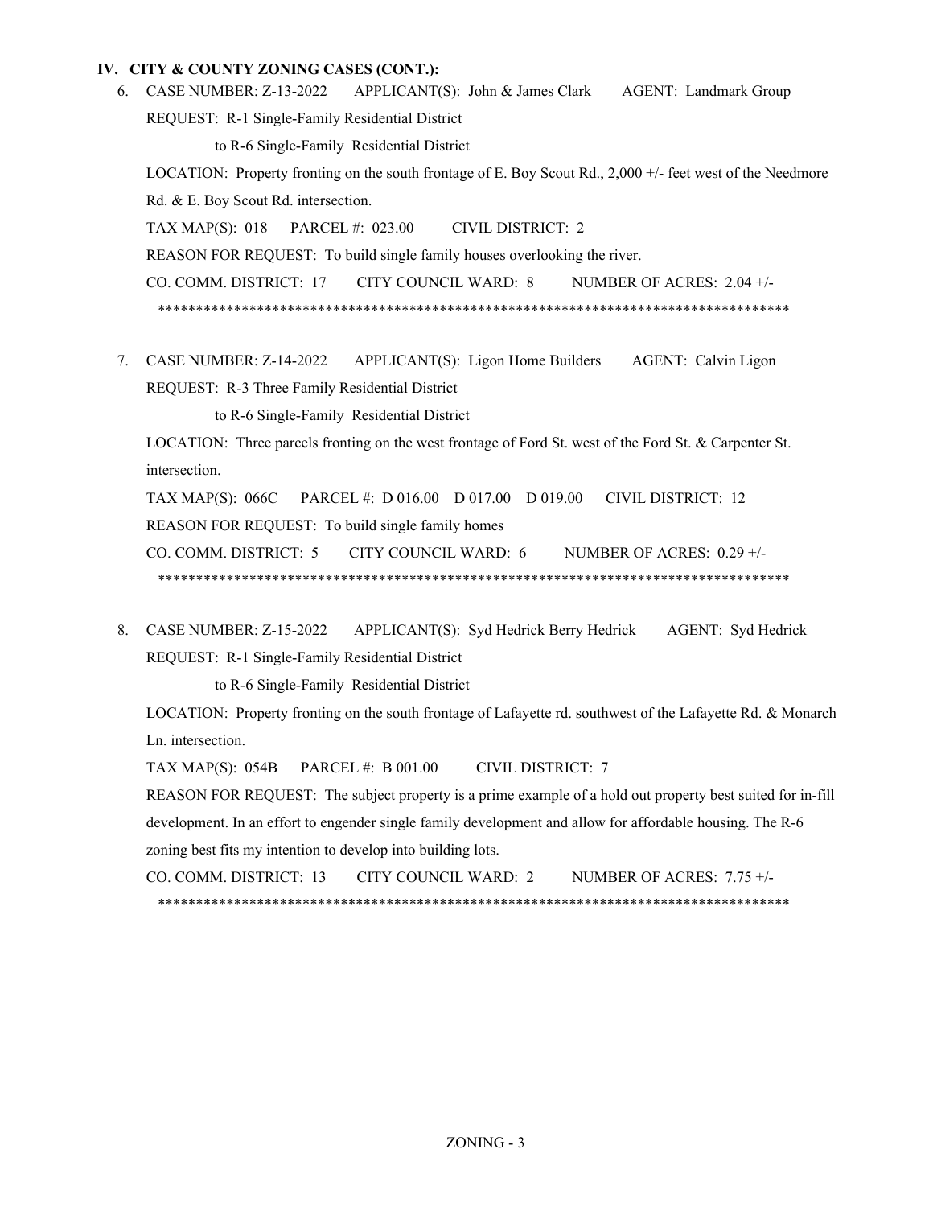## IV. CITY & COUNTY ZONING CASES (CONT.):

6. CASE NUMBER: Z-13-2022 APPLICANT(S): John & James Clark AGENT: Landmark Group

   REQUEST: R-1 Single-Family Residential District

   to R-6 Single-Family Residential District

   LOCATION: Property fronting on the south frontage of E. Boy Scout Rd., 2,000 +/- feet west of the Needmore Rd. & E. Boy Scout Rd. intersection.

   TAX MAP(S): 018 PARCEL #: 023.00 CIVIL DISTRICT: 2

   REASON FOR REQUEST: To build single family houses overlooking the river.

   CO. COMM. DISTRICT: 17 CITY COUNCIL WARD: 8 NUMBER OF ACRES: 2.04 +/-

   ************************************************************************************

7. CASE NUMBER: Z-14-2022 APPLICANT(S): Ligon Home Builders AGENT: Calvin Ligon

   REQUEST: R-3 Three Family Residential District

   to R-6 Single-Family Residential District

   LOCATION: Three parcels fronting on the west frontage of Ford St. west of the Ford St. & Carpenter St. intersection.

   TAX MAP(S): 066C PARCEL #: D 016.00 D 017.00 D 019.00 CIVIL DISTRICT: 12

   REASON FOR REQUEST: To build single family homes

   CO. COMM. DISTRICT: 5 CITY COUNCIL WARD: 6 NUMBER OF ACRES: 0.29 +/-

   ************************************************************************************

8. CASE NUMBER: Z-15-2022 APPLICANT(S): Syd Hedrick Berry Hedrick AGENT: Syd Hedrick

   REQUEST: R-1 Single-Family Residential District

   to R-6 Single-Family Residential District

   LOCATION: Property fronting on the south frontage of Lafayette rd. southwest of the Lafayette Rd. & Monarch Ln. intersection.

   TAX MAP(S): 054B PARCEL #: B 001.00 CIVIL DISTRICT: 7

   REASON FOR REQUEST: The subject property is a prime example of a hold out property best suited for in-fill development. In an effort to engender single family development and allow for affordable housing. The R-6 zoning best fits my intention to develop into building lots.

   CO. COMM. DISTRICT: 13 CITY COUNCIL WARD: 2 NUMBER OF ACRES: 7.75 +/-

   ************************************************************************************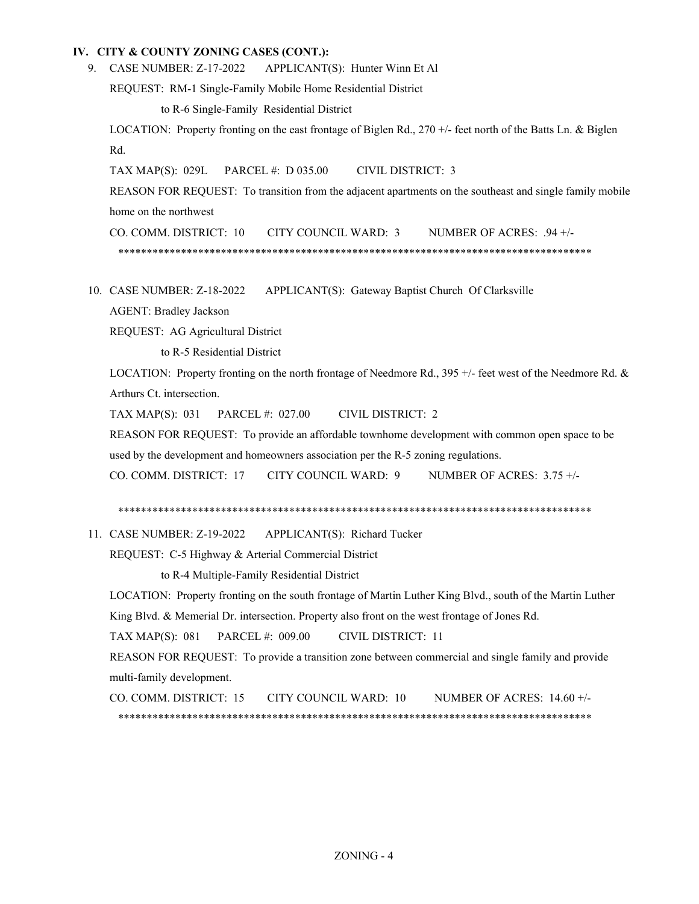## IV. CITY & COUNTY ZONING CASES (CONT.):

9. CASE NUMBER: Z-17-2022 APPLICANT(S): Hunter Winn Et Al

   REQUEST: RM-1 Single-Family Mobile Home Residential District

   to R-6 Single-Family Residential District

   LOCATION: Property fronting on the east frontage of Biglen Rd., 270 +/- feet north of the Batts Ln. & Biglen Rd.

   TAX MAP(S): 029L PARCEL #: D 035.00 CIVIL DISTRICT: 3

   REASON FOR REQUEST: To transition from the adjacent apartments on the southeast and single family mobile home on the northwest

   CO. COMM. DISTRICT: 10 CITY COUNCIL WARD: 3 NUMBER OF ACRES: .94 +/-

   ************************************************************************************

10. CASE NUMBER: Z-18-2022 APPLICANT(S): Gateway Baptist Church Of Clarksville

    AGENT: Bradley Jackson

    REQUEST: AG Agricultural District

    to R-5 Residential District

    LOCATION: Property fronting on the north frontage of Needmore Rd., 395 +/- feet west of the Needmore Rd. & Arthurs Ct. intersection.

    TAX MAP(S): 031 PARCEL #: 027.00 CIVIL DISTRICT: 2

    REASON FOR REQUEST: To provide an affordable townhome development with common open space to be used by the development and homeowners association per the R-5 zoning regulations.

    CO. COMM. DISTRICT: 17 CITY COUNCIL WARD: 9 NUMBER OF ACRES: 3.75 +/-

    ************************************************************************************

11. CASE NUMBER: Z-19-2022 APPLICANT(S): Richard Tucker

    REQUEST: C-5 Highway & Arterial Commercial District

    to R-4 Multiple-Family Residential District

    LOCATION: Property fronting on the south frontage of Martin Luther King Blvd., south of the Martin Luther King Blvd. & Memerial Dr. intersection. Property also front on the west frontage of Jones Rd.

    TAX MAP(S): 081 PARCEL #: 009.00 CIVIL DISTRICT: 11

    REASON FOR REQUEST: To provide a transition zone between commercial and single family and provide multi-family development.

    CO. COMM. DISTRICT: 15 CITY COUNCIL WARD: 10 NUMBER OF ACRES: 14.60 +/-

    ************************************************************************************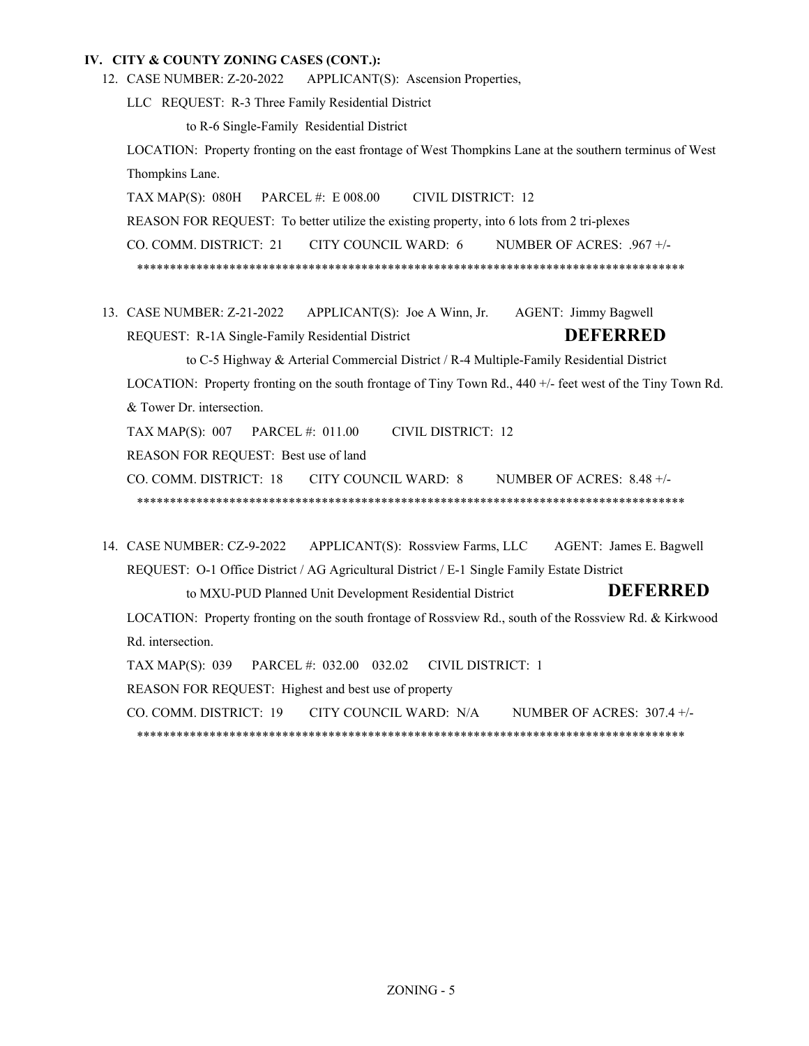### IV. CITY & COUNTY ZONING CASES (CONT.):

12. CASE NUMBER: Z-20-2022 APPLICANT(S): Ascension Properties, LLC REQUEST: R-3 Three Family Residential District

    to R-6 Single-Family Residential District

    LOCATION: Property fronting on the east frontage of West Thompkins Lane at the southern terminus of West Thompkins Lane.

    TAX MAP(S): 080H PARCEL #: E 008.00 CIVIL DISTRICT: 12

    REASON FOR REQUEST: To better utilize the existing property, into 6 lots from 2 tri-plexes

    CO. COMM. DISTRICT: 21 CITY COUNCIL WARD: 6 NUMBER OF ACRES: .967 +/-

    ************************************************************************************

13. CASE NUMBER: Z-21-2022 APPLICANT(S): Joe A Winn, Jr. AGENT: Jimmy Bagwell

    REQUEST: R-1A Single-Family Residential District **DEFERRED**

    to C-5 Highway & Arterial Commercial District / R-4 Multiple-Family Residential District

    LOCATION: Property fronting on the south frontage of Tiny Town Rd., 440 +/- feet west of the Tiny Town Rd. & Tower Dr. intersection.

    TAX MAP(S): 007 PARCEL #: 011.00 CIVIL DISTRICT: 12

    REASON FOR REQUEST: Best use of land

    CO. COMM. DISTRICT: 18 CITY COUNCIL WARD: 8 NUMBER OF ACRES: 8.48 +/-

    ************************************************************************************

14. CASE NUMBER: CZ-9-2022 APPLICANT(S): Rossview Farms, LLC AGENT: James E. Bagwell

    REQUEST: O-1 Office District / AG Agricultural District / E-1 Single Family Estate District

    to MXU-PUD Planned Unit Development Residential District **DEFERRED**

    LOCATION: Property fronting on the south frontage of Rossview Rd., south of the Rossview Rd. & Kirkwood Rd. intersection.

    TAX MAP(S): 039 PARCEL #: 032.00 032.02 CIVIL DISTRICT: 1

    REASON FOR REQUEST: Highest and best use of property

    CO. COMM. DISTRICT: 19 CITY COUNCIL WARD: N/A NUMBER OF ACRES: 307.4 +/-

    ************************************************************************************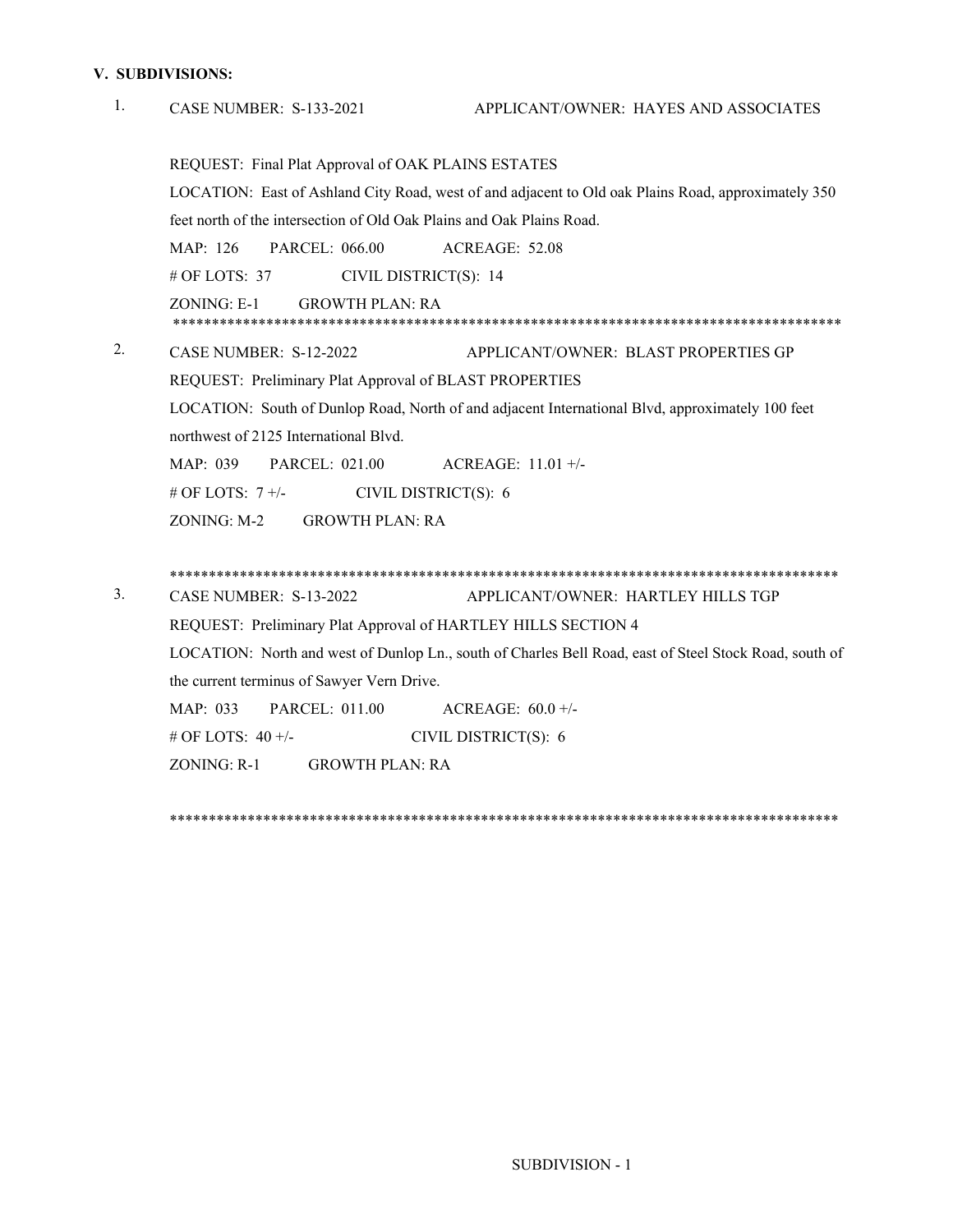## V. SUBDIVISIONS:

1. CASE NUMBER: S-133-2021 APPLICANT/OWNER: HAYES AND ASSOCIATES

   REQUEST: Final Plat Approval of OAK PLAINS ESTATES

   LOCATION: East of Ashland City Road, west of and adjacent to Old oak Plains Road, approximately 350 feet north of the intersection of Old Oak Plains and Oak Plains Road.

   MAP: 126 PARCEL: 066.00 ACREAGE: 52.08

   # OF LOTS: 37 CIVIL DISTRICT(S): 14

   ZONING: E-1 GROWTH PLAN: RA

   ****************************************************************************************

2. CASE NUMBER: S-12-2022 APPLICANT/OWNER: BLAST PROPERTIES GP

   REQUEST: Preliminary Plat Approval of BLAST PROPERTIES

   LOCATION: South of Dunlop Road, North of and adjacent International Blvd, approximately 100 feet northwest of 2125 International Blvd.

   MAP: 039 PARCEL: 021.00 ACREAGE: 11.01 +/-

   # OF LOTS: 7 +/- CIVIL DISTRICT(S): 6

   ZONING: M-2 GROWTH PLAN: RA

   ****************************************************************************************

3. CASE NUMBER: S-13-2022 APPLICANT/OWNER: HARTLEY HILLS TGP

   REQUEST: Preliminary Plat Approval of HARTLEY HILLS SECTION 4

   LOCATION: North and west of Dunlop Ln., south of Charles Bell Road, east of Steel Stock Road, south of the current terminus of Sawyer Vern Drive.

   MAP: 033 PARCEL: 011.00 ACREAGE: 60.0 +/-

   # OF LOTS: 40 +/- CIVIL DISTRICT(S): 6

   ZONING: R-1 GROWTH PLAN: RA

   ****************************************************************************************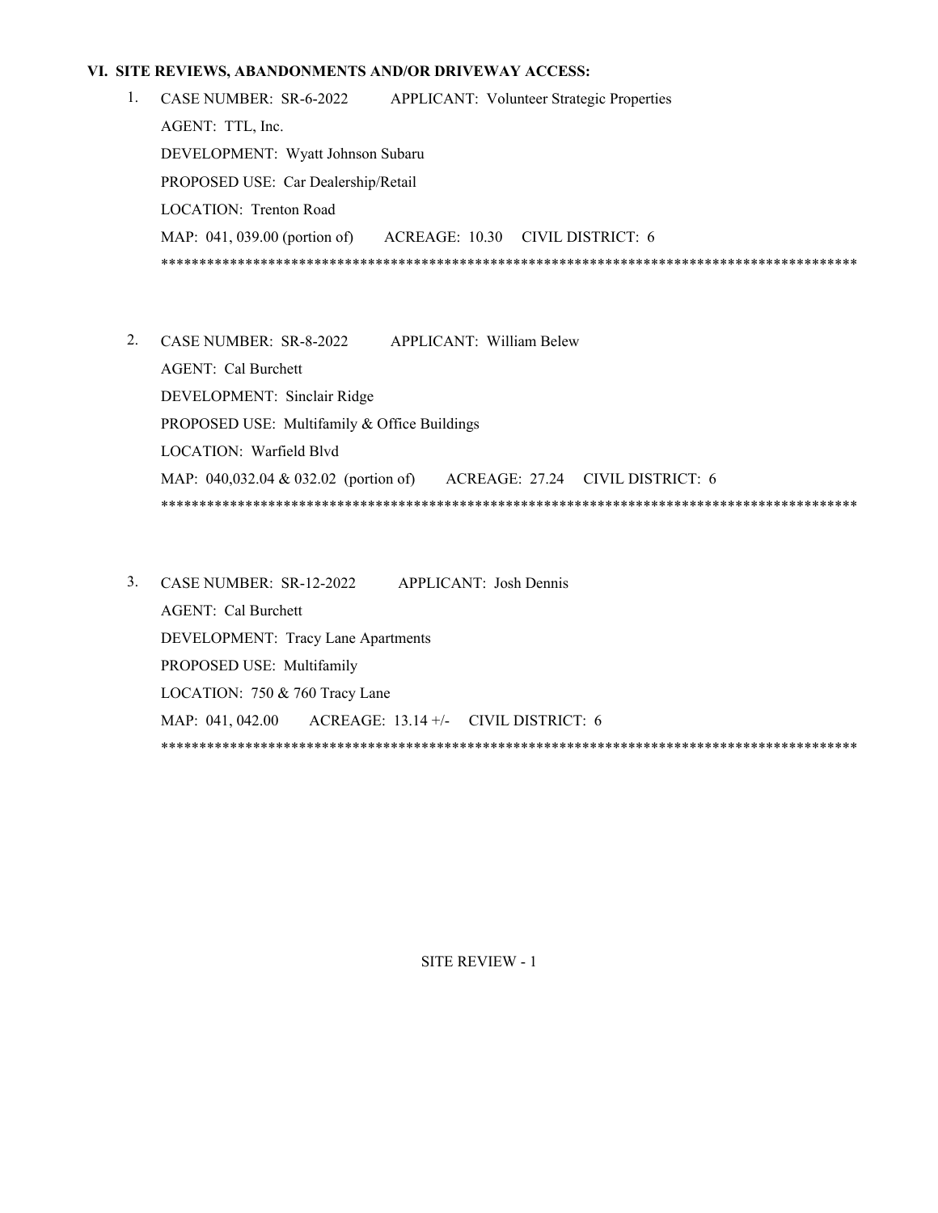## VI. SITE REVIEWS, ABANDONMENTS AND/OR DRIVEWAY ACCESS:

1. CASE NUMBER: SR-6-2022 APPLICANT: Volunteer Strategic Properties
   AGENT: TTL, Inc.
   DEVELOPMENT: Wyatt Johnson Subaru
   PROPOSED USE: Car Dealership/Retail
   LOCATION: Trenton Road
   MAP: 041, 039.00 (portion of) ACREAGE: 10.30 CIVIL DISTRICT: 6
   ******************************************************************************************

2. CASE NUMBER: SR-8-2022 APPLICANT: William Belew
   AGENT: Cal Burchett
   DEVELOPMENT: Sinclair Ridge
   PROPOSED USE: Multifamily & Office Buildings
   LOCATION: Warfield Blvd
   MAP: 040,032.04 & 032.02 (portion of) ACREAGE: 27.24 CIVIL DISTRICT: 6
   ******************************************************************************************

3. CASE NUMBER: SR-12-2022 APPLICANT: Josh Dennis
   AGENT: Cal Burchett
   DEVELOPMENT: Tracy Lane Apartments
   PROPOSED USE: Multifamily
   LOCATION: 750 & 760 Tracy Lane
   MAP: 041, 042.00 ACREAGE: 13.14 +/- CIVIL DISTRICT: 6
   ******************************************************************************************

SITE REVIEW - 1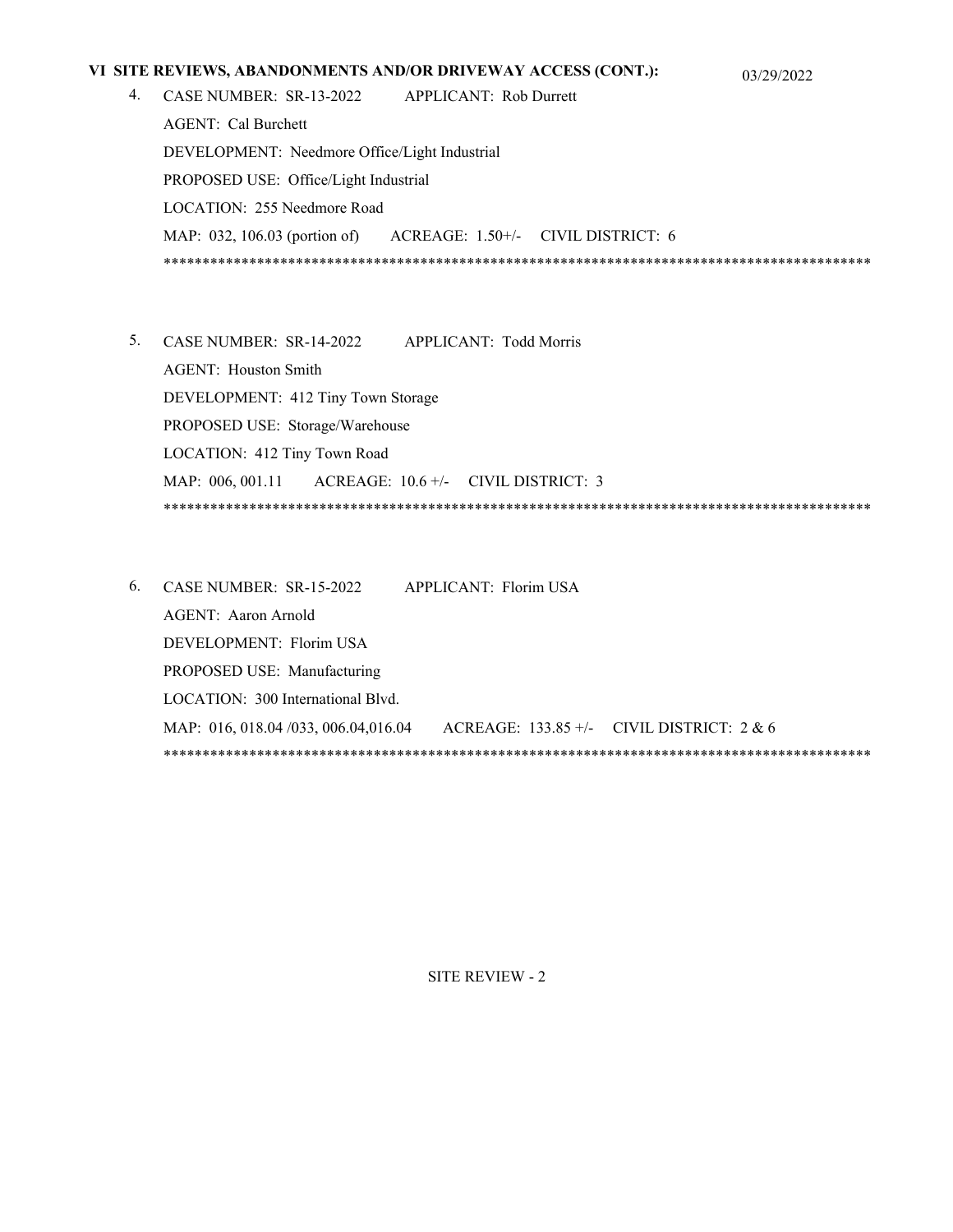## VI SITE REVIEWS, ABANDONMENTS AND/OR DRIVEWAY ACCESS (CONT.):

03/29/2022

4. CASE NUMBER: SR-13-2022 APPLICANT: Rob Durrett

   AGENT: Cal Burchett

   DEVELOPMENT: Needmore Office/Light Industrial

   PROPOSED USE: Office/Light Industrial

   LOCATION: 255 Needmore Road

   MAP: 032, 106.03 (portion of) ACREAGE: 1.50+/- CIVIL DISTRICT: 6

   *******************************************************************************************

5. CASE NUMBER: SR-14-2022 APPLICANT: Todd Morris

   AGENT: Houston Smith

   DEVELOPMENT: 412 Tiny Town Storage

   PROPOSED USE: Storage/Warehouse

   LOCATION: 412 Tiny Town Road

   MAP: 006, 001.11 ACREAGE: 10.6 +/- CIVIL DISTRICT: 3

   *******************************************************************************************

6. CASE NUMBER: SR-15-2022 APPLICANT: Florim USA

   AGENT: Aaron Arnold

   DEVELOPMENT: Florim USA

   PROPOSED USE: Manufacturing

   LOCATION: 300 International Blvd.

   MAP: 016, 018.04 /033, 006.04,016.04 ACREAGE: 133.85 +/- CIVIL DISTRICT: 2 & 6

   *******************************************************************************************

SITE REVIEW - 2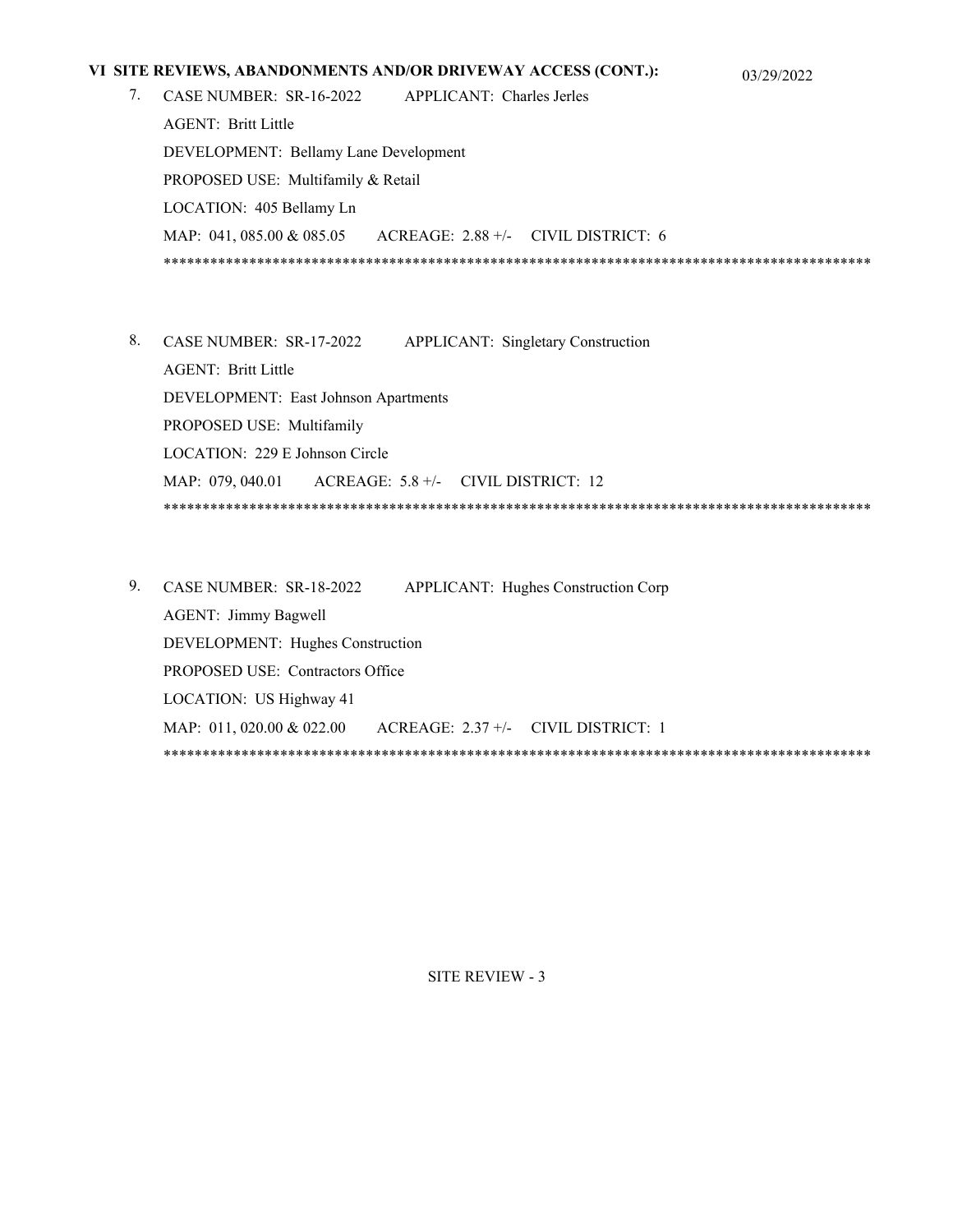## VI SITE REVIEWS, ABANDONMENTS AND/OR DRIVEWAY ACCESS (CONT.):

03/29/2022

7. CASE NUMBER: SR-16-2022 APPLICANT: Charles Jerles
   AGENT: Britt Little
   DEVELOPMENT: Bellamy Lane Development
   PROPOSED USE: Multifamily & Retail
   LOCATION: 405 Bellamy Ln
   MAP: 041, 085.00 & 085.05 ACREAGE: 2.88 +/- CIVIL DISTRICT: 6
   *******************************************************************************************

8. CASE NUMBER: SR-17-2022 APPLICANT: Singletary Construction
   AGENT: Britt Little
   DEVELOPMENT: East Johnson Apartments
   PROPOSED USE: Multifamily
   LOCATION: 229 E Johnson Circle
   MAP: 079, 040.01 ACREAGE: 5.8 +/- CIVIL DISTRICT: 12
   *******************************************************************************************

9. CASE NUMBER: SR-18-2022 APPLICANT: Hughes Construction Corp
   AGENT: Jimmy Bagwell
   DEVELOPMENT: Hughes Construction
   PROPOSED USE: Contractors Office
   LOCATION: US Highway 41
   MAP: 011, 020.00 & 022.00 ACREAGE: 2.37 +/- CIVIL DISTRICT: 1
   *******************************************************************************************

SITE REVIEW - 3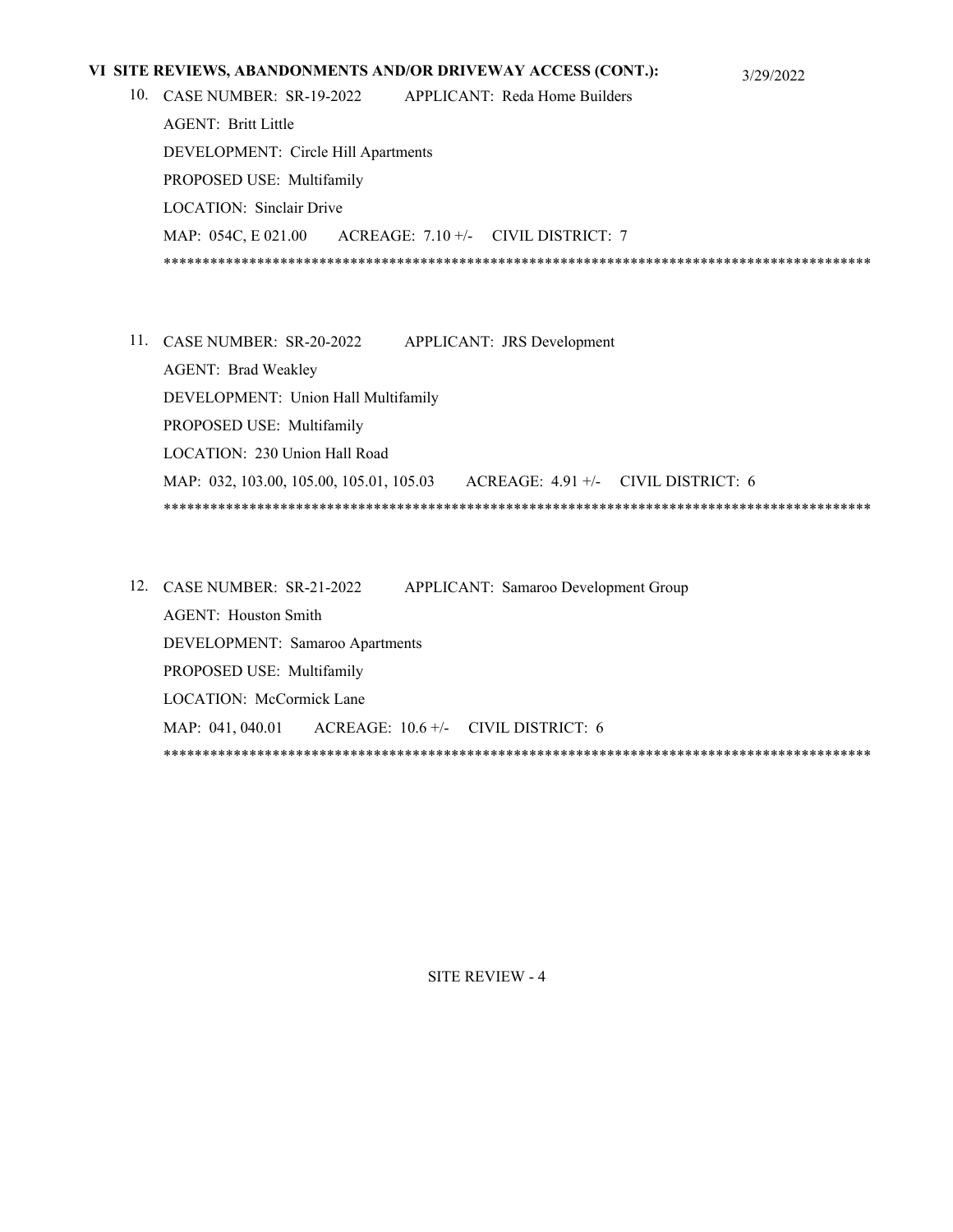## VI SITE REVIEWS, ABANDONMENTS AND/OR DRIVEWAY ACCESS (CONT.):

3/29/2022

10. CASE NUMBER: SR-19-2022 APPLICANT: Reda Home Builders
    AGENT: Britt Little
    DEVELOPMENT: Circle Hill Apartments
    PROPOSED USE: Multifamily
    LOCATION: Sinclair Drive
    MAP: 054C, E 021.00 ACREAGE: 7.10 +/- CIVIL DISTRICT: 7

*******************************************************************************************

11. CASE NUMBER: SR-20-2022 APPLICANT: JRS Development
    AGENT: Brad Weakley
    DEVELOPMENT: Union Hall Multifamily
    PROPOSED USE: Multifamily
    LOCATION: 230 Union Hall Road
    MAP: 032, 103.00, 105.00, 105.01, 105.03 ACREAGE: 4.91 +/- CIVIL DISTRICT: 6

*******************************************************************************************

12. CASE NUMBER: SR-21-2022 APPLICANT: Samaroo Development Group
    AGENT: Houston Smith
    DEVELOPMENT: Samaroo Apartments
    PROPOSED USE: Multifamily
    LOCATION: McCormick Lane
    MAP: 041, 040.01 ACREAGE: 10.6 +/- CIVIL DISTRICT: 6

*******************************************************************************************

SITE REVIEW - 4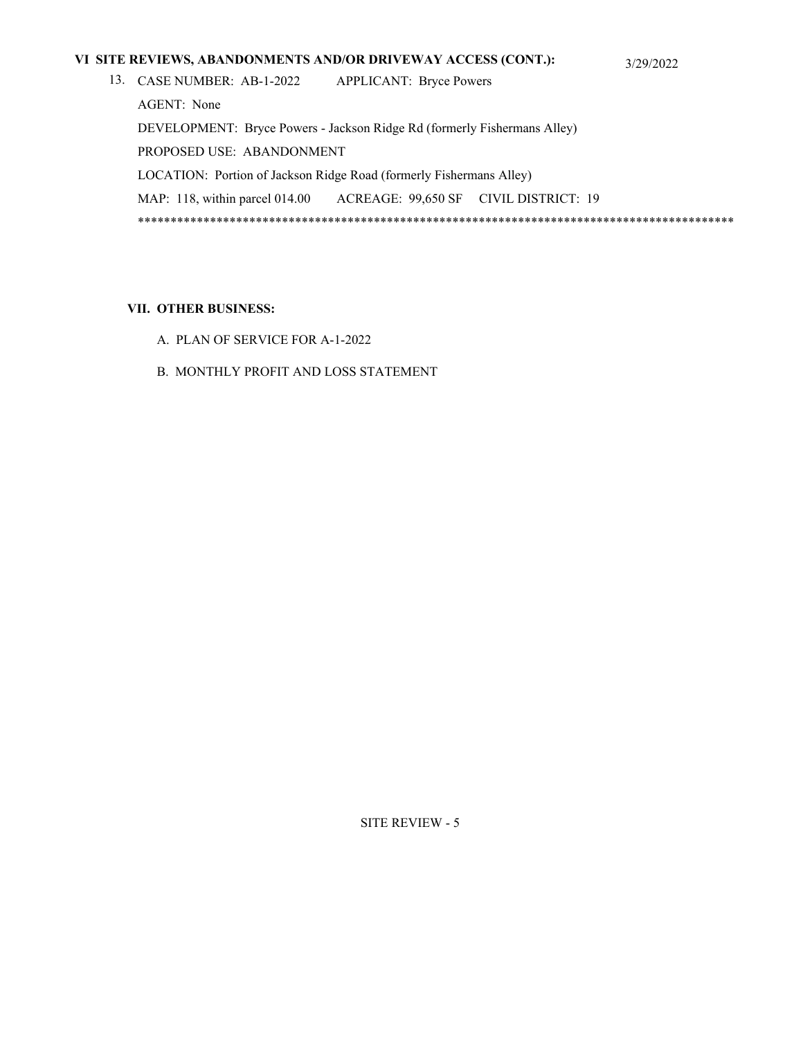## VI SITE REVIEWS, ABANDONMENTS AND/OR DRIVEWAY ACCESS (CONT.):

3/29/2022

13. CASE NUMBER: AB-1-2022 APPLICANT: Bryce Powers

    AGENT: None

    DEVELOPMENT: Bryce Powers - Jackson Ridge Rd (formerly Fishermans Alley)

    PROPOSED USE: ABANDONMENT

    LOCATION: Portion of Jackson Ridge Road (formerly Fishermans Alley)

    MAP: 118, within parcel 014.00 ACREAGE: 99,650 SF CIVIL DISTRICT: 19

    ******************************************************************************************

## VII. OTHER BUSINESS:

A. PLAN OF SERVICE FOR A-1-2022

B. MONTHLY PROFIT AND LOSS STATEMENT